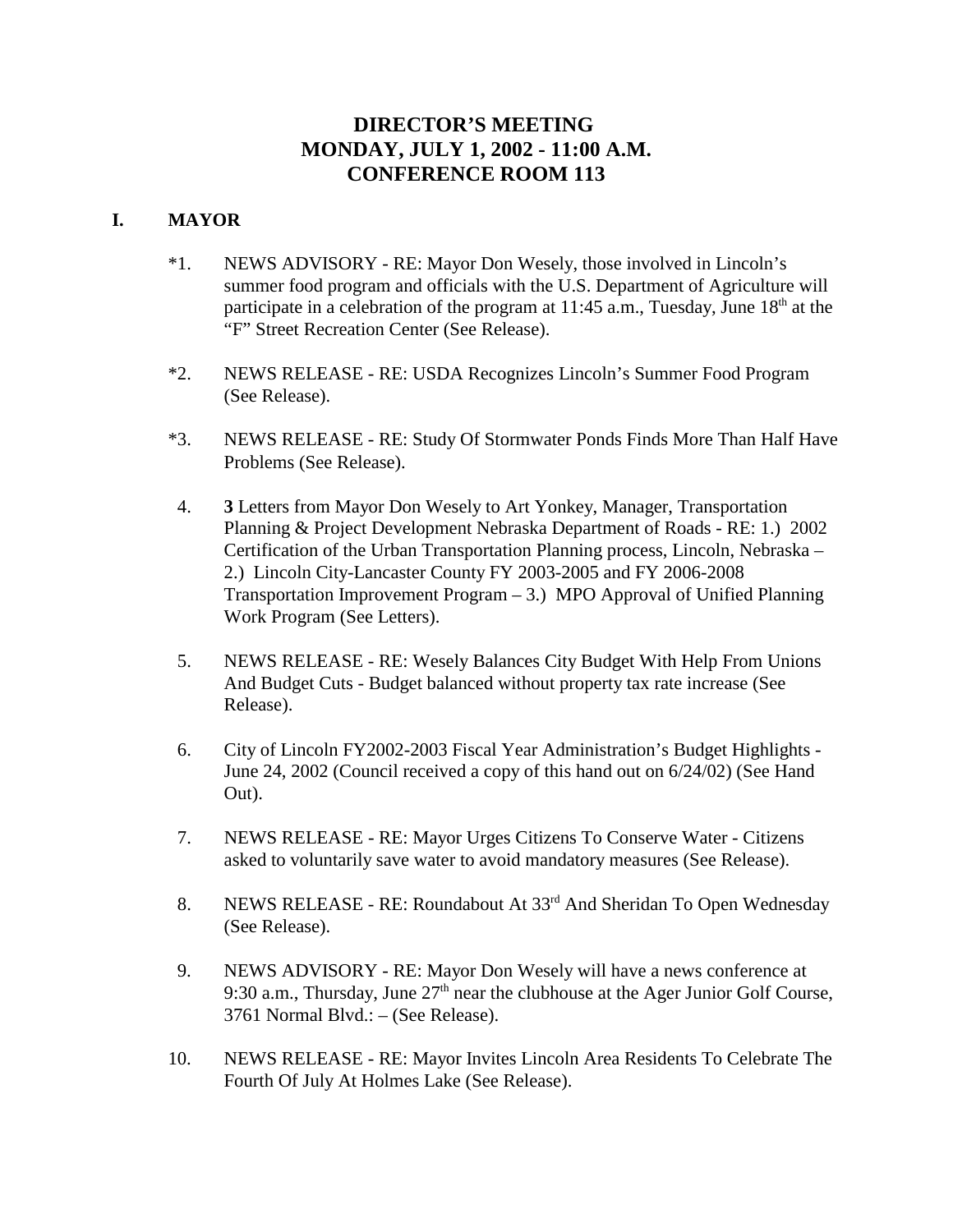# DIRECTOR'S MEETING
# MONDAY, JULY 1, 2002 - 11:00 A.M.
# CONFERENCE ROOM 113

## I. MAYOR

*1. NEWS ADVISORY - RE: Mayor Don Wesely, those involved in Lincoln's summer food program and officials with the U.S. Department of Agriculture will participate in a celebration of the program at 11:45 a.m., Tuesday, June 18th at the "F" Street Recreation Center (See Release).

*2. NEWS RELEASE - RE: USDA Recognizes Lincoln's Summer Food Program (See Release).

*3. NEWS RELEASE - RE: Study Of Stormwater Ponds Finds More Than Half Have Problems (See Release).

4. **3** Letters from Mayor Don Wesely to Art Yonkey, Manager, Transportation Planning & Project Development Nebraska Department of Roads - RE: 1.) 2002 Certification of the Urban Transportation Planning process, Lincoln, Nebraska – 2.) Lincoln City-Lancaster County FY 2003-2005 and FY 2006-2008 Transportation Improvement Program – 3.) MPO Approval of Unified Planning Work Program (See Letters).

5. NEWS RELEASE - RE: Wesely Balances City Budget With Help From Unions And Budget Cuts - Budget balanced without property tax rate increase (See Release).

6. City of Lincoln FY2002-2003 Fiscal Year Administration's Budget Highlights - June 24, 2002 (Council received a copy of this hand out on 6/24/02) (See Hand Out).

7. NEWS RELEASE - RE: Mayor Urges Citizens To Conserve Water - Citizens asked to voluntarily save water to avoid mandatory measures (See Release).

8. NEWS RELEASE - RE: Roundabout At 33rd And Sheridan To Open Wednesday (See Release).

9. NEWS ADVISORY - RE: Mayor Don Wesely will have a news conference at 9:30 a.m., Thursday, June 27th near the clubhouse at the Ager Junior Golf Course, 3761 Normal Blvd.: – (See Release).

10. NEWS RELEASE - RE: Mayor Invites Lincoln Area Residents To Celebrate The Fourth Of July At Holmes Lake (See Release).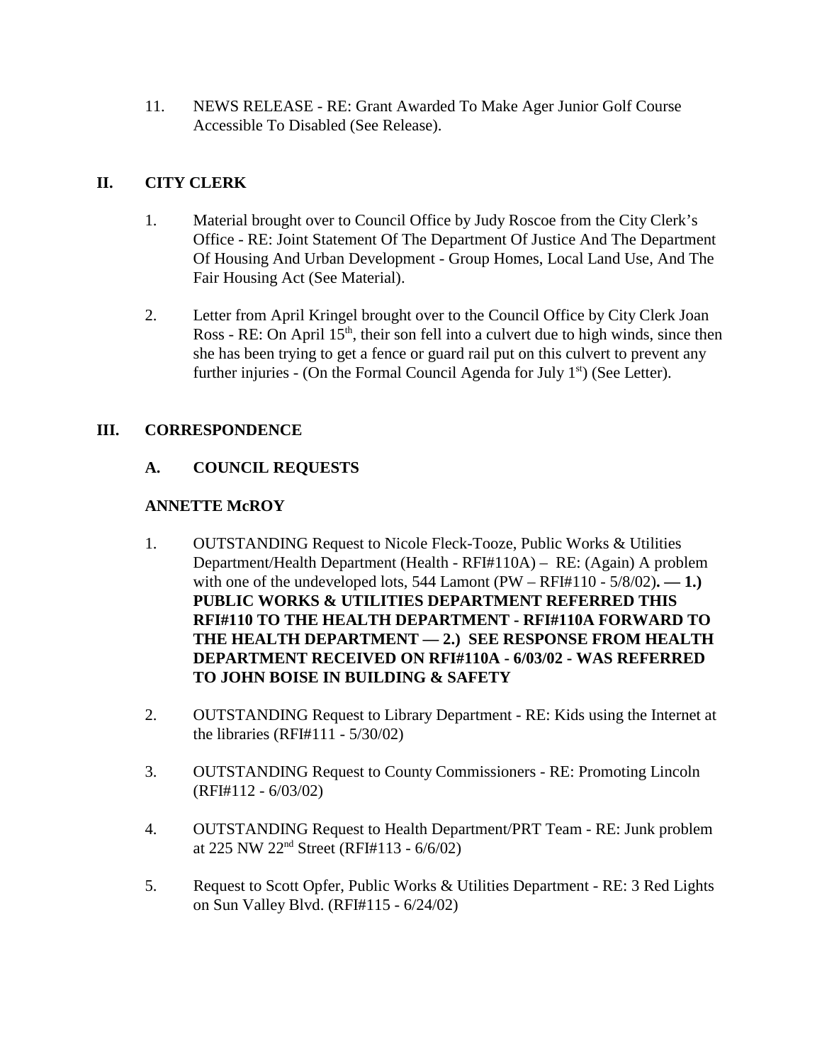11. NEWS RELEASE - RE: Grant Awarded To Make Ager Junior Golf Course Accessible To Disabled (See Release).

## II. CITY CLERK

1. Material brought over to Council Office by Judy Roscoe from the City Clerk's Office - RE: Joint Statement Of The Department Of Justice And The Department Of Housing And Urban Development - Group Homes, Local Land Use, And The Fair Housing Act (See Material).

2. Letter from April Kringel brought over to the Council Office by City Clerk Joan Ross - RE: On April 15th, their son fell into a culvert due to high winds, since then she has been trying to get a fence or guard rail put on this culvert to prevent any further injuries - (On the Formal Council Agenda for July 1st) (See Letter).

## III. CORRESPONDENCE

### A. COUNCIL REQUESTS

**ANNETTE McROY**

1. OUTSTANDING Request to Nicole Fleck-Tooze, Public Works & Utilities Department/Health Department (Health - RFI#110A) – RE: (Again) A problem with one of the undeveloped lots, 544 Lamont (PW – RFI#110 - 5/8/02)**. — 1.) PUBLIC WORKS & UTILITIES DEPARTMENT REFERRED THIS RFI#110 TO THE HEALTH DEPARTMENT - RFI#110A FORWARD TO THE HEALTH DEPARTMENT — 2.) SEE RESPONSE FROM HEALTH DEPARTMENT RECEIVED ON RFI#110A - 6/03/02 - WAS REFERRED TO JOHN BOISE IN BUILDING & SAFETY**

2. OUTSTANDING Request to Library Department - RE: Kids using the Internet at the libraries (RFI#111 - 5/30/02)

3. OUTSTANDING Request to County Commissioners - RE: Promoting Lincoln (RFI#112 - 6/03/02)

4. OUTSTANDING Request to Health Department/PRT Team - RE: Junk problem at 225 NW 22nd Street (RFI#113 - 6/6/02)

5. Request to Scott Opfer, Public Works & Utilities Department - RE: 3 Red Lights on Sun Valley Blvd. (RFI#115 - 6/24/02)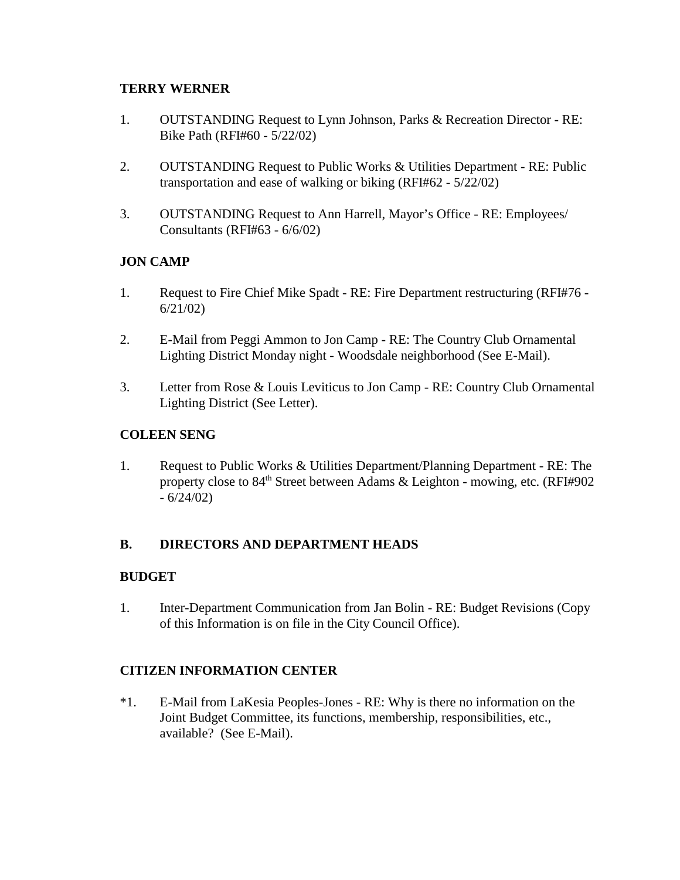**TERRY WERNER**

1. OUTSTANDING Request to Lynn Johnson, Parks & Recreation Director - RE: Bike Path (RFI#60 - 5/22/02)

2. OUTSTANDING Request to Public Works & Utilities Department - RE: Public transportation and ease of walking or biking (RFI#62 - 5/22/02)

3. OUTSTANDING Request to Ann Harrell, Mayor's Office - RE: Employees/ Consultants (RFI#63 - 6/6/02)

**JON CAMP**

1. Request to Fire Chief Mike Spadt - RE: Fire Department restructuring (RFI#76 - 6/21/02)

2. E-Mail from Peggi Ammon to Jon Camp - RE: The Country Club Ornamental Lighting District Monday night - Woodsdale neighborhood (See E-Mail).

3. Letter from Rose & Louis Leviticus to Jon Camp - RE: Country Club Ornamental Lighting District (See Letter).

**COLEEN SENG**

1. Request to Public Works & Utilities Department/Planning Department - RE: The property close to 84th Street between Adams & Leighton - mowing, etc. (RFI#902 - 6/24/02)

## B. DIRECTORS AND DEPARTMENT HEADS

**BUDGET**

1. Inter-Department Communication from Jan Bolin - RE: Budget Revisions (Copy of this Information is on file in the City Council Office).

**CITIZEN INFORMATION CENTER**

*1. E-Mail from LaKesia Peoples-Jones - RE: Why is there no information on the Joint Budget Committee, its functions, membership, responsibilities, etc., available? (See E-Mail).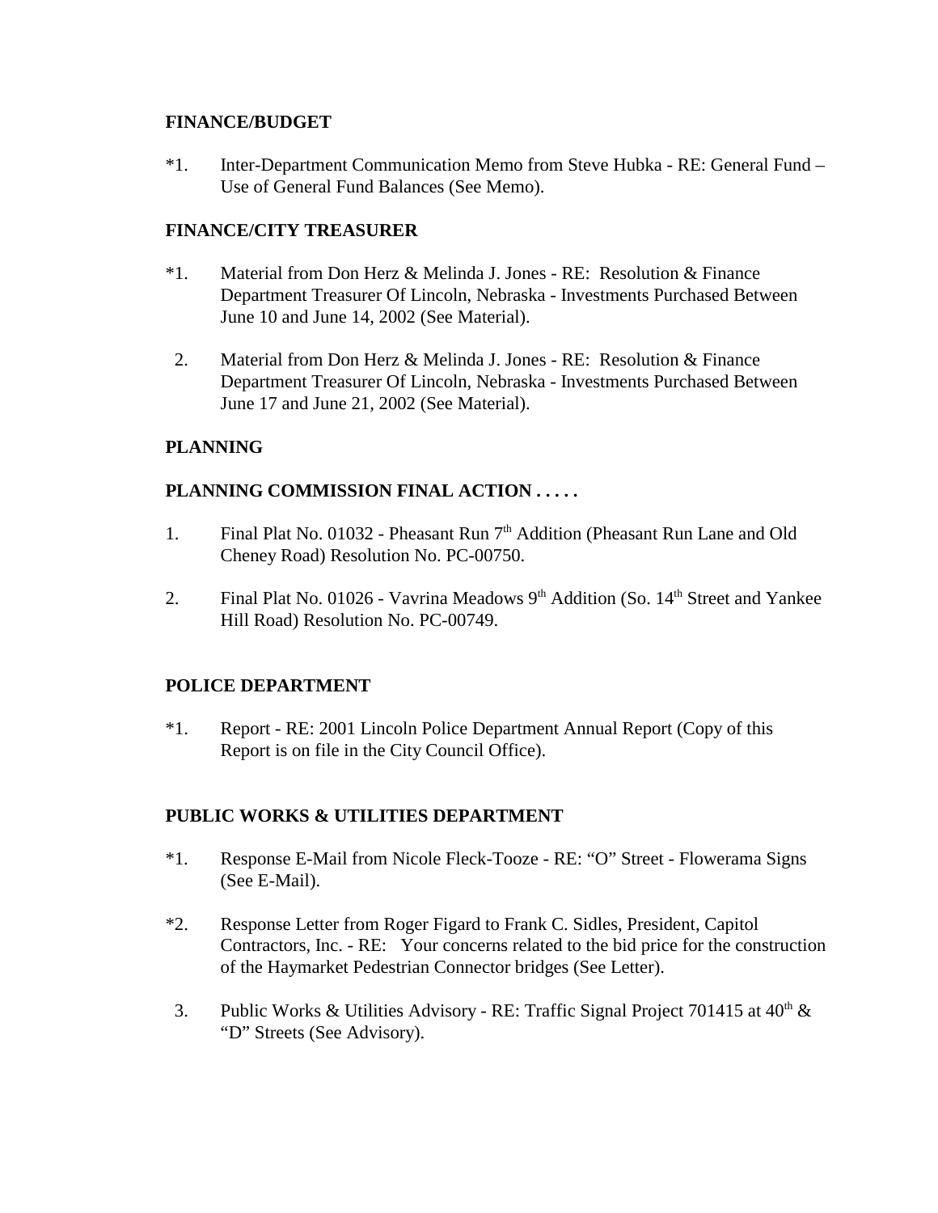**FINANCE/BUDGET**

*1. Inter-Department Communication Memo from Steve Hubka - RE: General Fund – Use of General Fund Balances (See Memo).

**FINANCE/CITY TREASURER**

*1. Material from Don Herz & Melinda J. Jones - RE: Resolution & Finance Department Treasurer Of Lincoln, Nebraska - Investments Purchased Between June 10 and June 14, 2002 (See Material).

2. Material from Don Herz & Melinda J. Jones - RE: Resolution & Finance Department Treasurer Of Lincoln, Nebraska - Investments Purchased Between June 17 and June 21, 2002 (See Material).

**PLANNING**

**PLANNING COMMISSION FINAL ACTION . . . . .**

1. Final Plat No. 01032 - Pheasant Run 7th Addition (Pheasant Run Lane and Old Cheney Road) Resolution No. PC-00750.

2. Final Plat No. 01026 - Vavrina Meadows 9th Addition (So. 14th Street and Yankee Hill Road) Resolution No. PC-00749.

**POLICE DEPARTMENT**

*1. Report - RE: 2001 Lincoln Police Department Annual Report (Copy of this Report is on file in the City Council Office).

**PUBLIC WORKS & UTILITIES DEPARTMENT**

*1. Response E-Mail from Nicole Fleck-Tooze - RE: “O” Street - Flowerama Signs (See E-Mail).

*2. Response Letter from Roger Figard to Frank C. Sidles, President, Capitol Contractors, Inc. - RE: Your concerns related to the bid price for the construction of the Haymarket Pedestrian Connector bridges (See Letter).

3. Public Works & Utilities Advisory - RE: Traffic Signal Project 701415 at 40th & “D” Streets (See Advisory).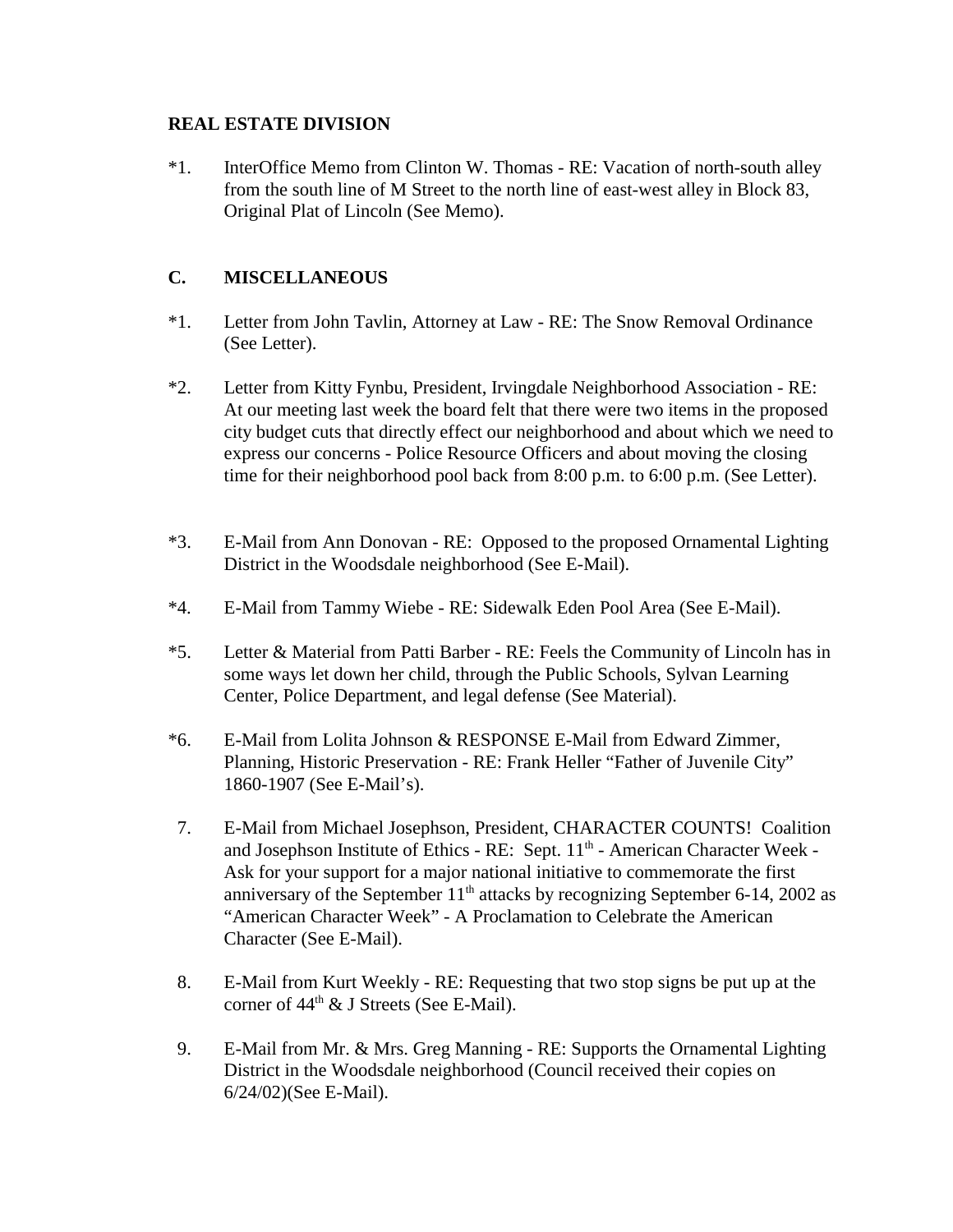**REAL ESTATE DIVISION**

*1. InterOffice Memo from Clinton W. Thomas - RE: Vacation of north-south alley from the south line of M Street to the north line of east-west alley in Block 83, Original Plat of Lincoln (See Memo).

## C. MISCELLANEOUS

*1. Letter from John Tavlin, Attorney at Law - RE: The Snow Removal Ordinance (See Letter).

*2. Letter from Kitty Fynbu, President, Irvingdale Neighborhood Association - RE: At our meeting last week the board felt that there were two items in the proposed city budget cuts that directly effect our neighborhood and about which we need to express our concerns - Police Resource Officers and about moving the closing time for their neighborhood pool back from 8:00 p.m. to 6:00 p.m. (See Letter).

*3. E-Mail from Ann Donovan - RE: Opposed to the proposed Ornamental Lighting District in the Woodsdale neighborhood (See E-Mail).

*4. E-Mail from Tammy Wiebe - RE: Sidewalk Eden Pool Area (See E-Mail).

*5. Letter & Material from Patti Barber - RE: Feels the Community of Lincoln has in some ways let down her child, through the Public Schools, Sylvan Learning Center, Police Department, and legal defense (See Material).

*6. E-Mail from Lolita Johnson & RESPONSE E-Mail from Edward Zimmer, Planning, Historic Preservation - RE: Frank Heller "Father of Juvenile City" 1860-1907 (See E-Mail's).

7. E-Mail from Michael Josephson, President, CHARACTER COUNTS! Coalition and Josephson Institute of Ethics - RE: Sept. 11th - American Character Week - Ask for your support for a major national initiative to commemorate the first anniversary of the September 11th attacks by recognizing September 6-14, 2002 as "American Character Week" - A Proclamation to Celebrate the American Character (See E-Mail).

8. E-Mail from Kurt Weekly - RE: Requesting that two stop signs be put up at the corner of 44th & J Streets (See E-Mail).

9. E-Mail from Mr. & Mrs. Greg Manning - RE: Supports the Ornamental Lighting District in the Woodsdale neighborhood (Council received their copies on 6/24/02)(See E-Mail).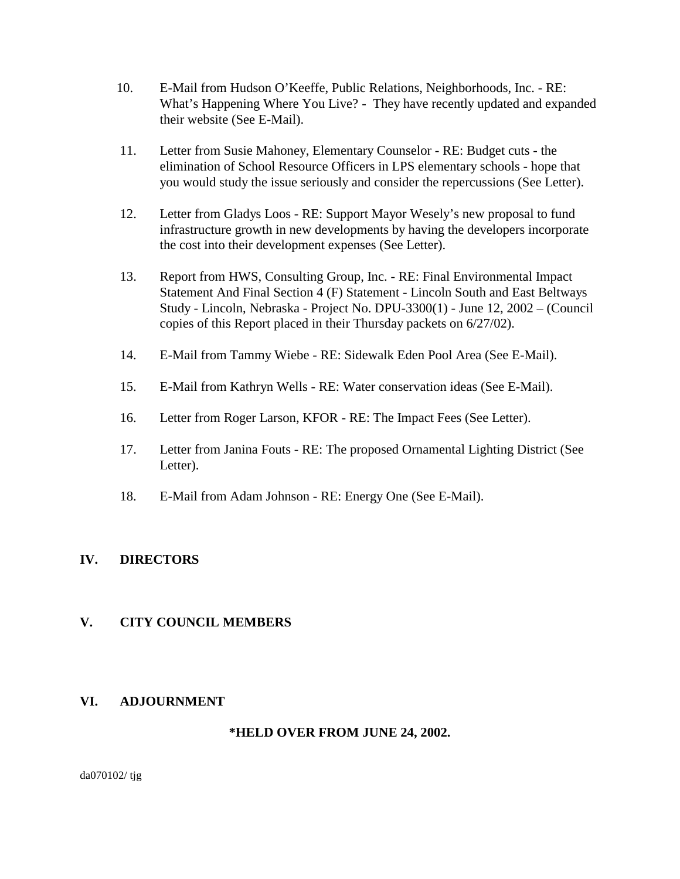10. E-Mail from Hudson O'Keeffe, Public Relations, Neighborhoods, Inc. - RE: What's Happening Where You Live? - They have recently updated and expanded their website (See E-Mail).

11. Letter from Susie Mahoney, Elementary Counselor - RE: Budget cuts - the elimination of School Resource Officers in LPS elementary schools - hope that you would study the issue seriously and consider the repercussions (See Letter).

12. Letter from Gladys Loos - RE: Support Mayor Wesely's new proposal to fund infrastructure growth in new developments by having the developers incorporate the cost into their development expenses (See Letter).

13. Report from HWS, Consulting Group, Inc. - RE: Final Environmental Impact Statement And Final Section 4 (F) Statement - Lincoln South and East Beltways Study - Lincoln, Nebraska - Project No. DPU-3300(1) - June 12, 2002 – (Council copies of this Report placed in their Thursday packets on 6/27/02).

14. E-Mail from Tammy Wiebe - RE: Sidewalk Eden Pool Area (See E-Mail).

15. E-Mail from Kathryn Wells - RE: Water conservation ideas (See E-Mail).

16. Letter from Roger Larson, KFOR - RE: The Impact Fees (See Letter).

17. Letter from Janina Fouts - RE: The proposed Ornamental Lighting District (See Letter).

18. E-Mail from Adam Johnson - RE: Energy One (See E-Mail).

## IV. DIRECTORS

## V. CITY COUNCIL MEMBERS

## VI. ADJOURNMENT

**\*HELD OVER FROM JUNE 24, 2002.**

da070102/ tjg